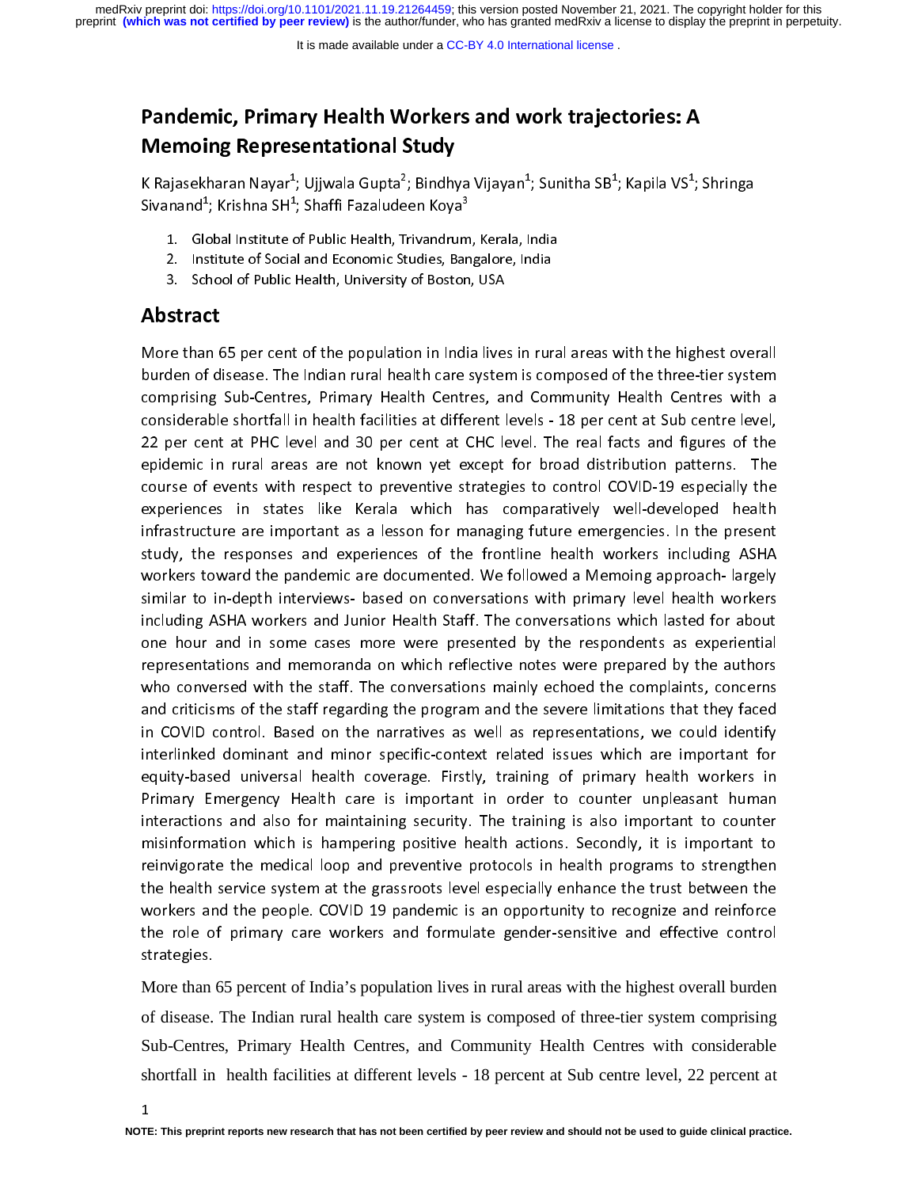# Pandemic, Primary Health Workers and work trajectories: A Memoing Representational Study

K Rajasekharan Nayar[1]; Ujjwala Gupta[2]; Bindhya Vijayan[1]; Sunitha SB[1]; Kapila VS[1]; Shringa Sivanand[1]; Krishna SH[1]; Shaffi Fazaludeen Koya[3]

1. Global Institute of Public Health, Trivandrum, Kerala, India
2. Institute of Social and Economic Studies, Bangalore, India
3. School of Public Health, University of Boston, USA

## Abstract

More than 65 per cent of the population in India lives in rural areas with the highest overall burden of disease. The Indian rural health care system is composed of the three-tier system comprising Sub-Centres, Primary Health Centres, and Community Health Centres with a considerable shortfall in health facilities at different levels - 18 per cent at Sub centre level, 22 per cent at PHC level and 30 per cent at CHC level. The real facts and figures of the epidemic in rural areas are not known yet except for broad distribution patterns. The course of events with respect to preventive strategies to control COVID-19 especially the experiences in states like Kerala which has comparatively well-developed health infrastructure are important as a lesson for managing future emergencies. In the present study, the responses and experiences of the frontline health workers including ASHA workers toward the pandemic are documented. We followed a Memoing approach- largely similar to in-depth interviews- based on conversations with primary level health workers including ASHA workers and Junior Health Staff. The conversations which lasted for about one hour and in some cases more were presented by the respondents as experiential representations and memoranda on which reflective notes were prepared by the authors who conversed with the staff. The conversations mainly echoed the complaints, concerns and criticisms of the staff regarding the program and the severe limitations that they faced in COVID control. Based on the narratives as well as representations, we could identify interlinked dominant and minor specific-context related issues which are important for equity-based universal health coverage. Firstly, training of primary health workers in Primary Emergency Health care is important in order to counter unpleasant human interactions and also for maintaining security. The training is also important to counter misinformation which is hampering positive health actions. Secondly, it is important to reinvigorate the medical loop and preventive protocols in health programs to strengthen the health service system at the grassroots level especially enhance the trust between the workers and the people. COVID 19 pandemic is an opportunity to recognize and reinforce the role of primary care workers and formulate gender-sensitive and effective control strategies.

More than 65 percent of India's population lives in rural areas with the highest overall burden of disease. The Indian rural health care system is composed of three-tier system comprising Sub-Centres, Primary Health Centres, and Community Health Centres with considerable shortfall in health facilities at different levels - 18 percent at Sub centre level, 22 percent at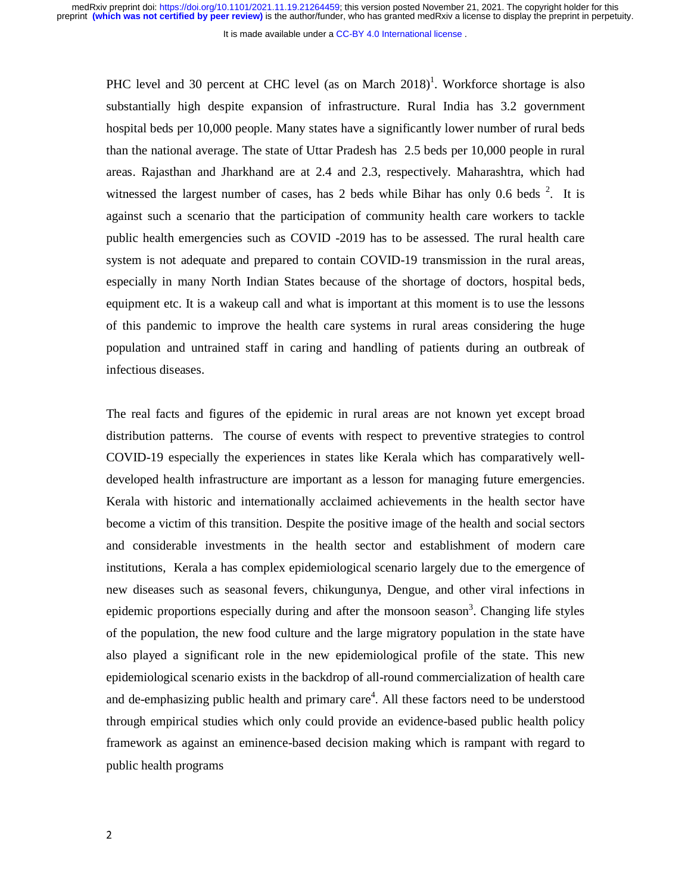PHC level and 30 percent at CHC level (as on March 2018)[1]. Workforce shortage is also substantially high despite expansion of infrastructure. Rural India has 3.2 government hospital beds per 10,000 people. Many states have a significantly lower number of rural beds than the national average. The state of Uttar Pradesh has 2.5 beds per 10,000 people in rural areas. Rajasthan and Jharkhand are at 2.4 and 2.3, respectively. Maharashtra, which had witnessed the largest number of cases, has 2 beds while Bihar has only 0.6 beds [2]. It is against such a scenario that the participation of community health care workers to tackle public health emergencies such as COVID -2019 has to be assessed. The rural health care system is not adequate and prepared to contain COVID-19 transmission in the rural areas, especially in many North Indian States because of the shortage of doctors, hospital beds, equipment etc. It is a wakeup call and what is important at this moment is to use the lessons of this pandemic to improve the health care systems in rural areas considering the huge population and untrained staff in caring and handling of patients during an outbreak of infectious diseases.

The real facts and figures of the epidemic in rural areas are not known yet except broad distribution patterns. The course of events with respect to preventive strategies to control COVID-19 especially the experiences in states like Kerala which has comparatively well-developed health infrastructure are important as a lesson for managing future emergencies. Kerala with historic and internationally acclaimed achievements in the health sector have become a victim of this transition. Despite the positive image of the health and social sectors and considerable investments in the health sector and establishment of modern care institutions, Kerala a has complex epidemiological scenario largely due to the emergence of new diseases such as seasonal fevers, chikungunya, Dengue, and other viral infections in epidemic proportions especially during and after the monsoon season[3]. Changing life styles of the population, the new food culture and the large migratory population in the state have also played a significant role in the new epidemiological profile of the state. This new epidemiological scenario exists in the backdrop of all-round commercialization of health care and de-emphasizing public health and primary care[4]. All these factors need to be understood through empirical studies which only could provide an evidence-based public health policy framework as against an eminence-based decision making which is rampant with regard to public health programs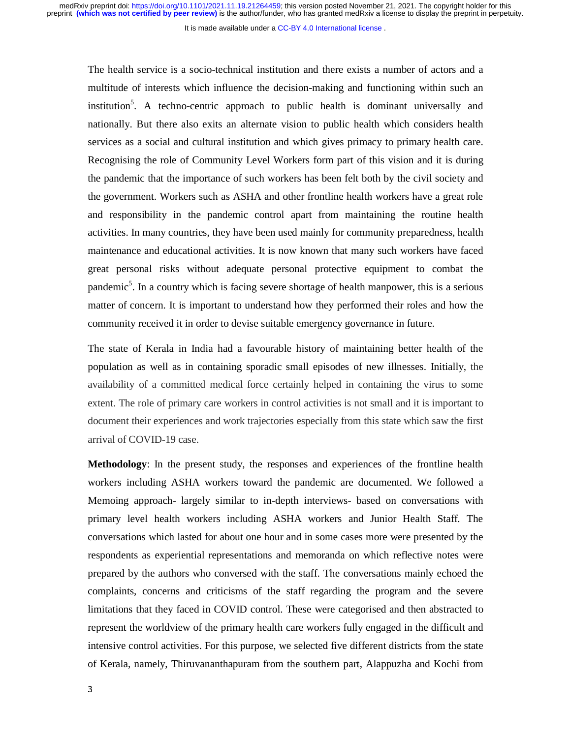The health service is a socio-technical institution and there exists a number of actors and a multitude of interests which influence the decision-making and functioning within such an institution[5]. A techno-centric approach to public health is dominant universally and nationally. But there also exits an alternate vision to public health which considers health services as a social and cultural institution and which gives primacy to primary health care. Recognising the role of Community Level Workers form part of this vision and it is during the pandemic that the importance of such workers has been felt both by the civil society and the government. Workers such as ASHA and other frontline health workers have a great role and responsibility in the pandemic control apart from maintaining the routine health activities. In many countries, they have been used mainly for community preparedness, health maintenance and educational activities. It is now known that many such workers have faced great personal risks without adequate personal protective equipment to combat the pandemic[5]. In a country which is facing severe shortage of health manpower, this is a serious matter of concern. It is important to understand how they performed their roles and how the community received it in order to devise suitable emergency governance in future.

The state of Kerala in India had a favourable history of maintaining better health of the population as well as in containing sporadic small episodes of new illnesses. Initially, the availability of a committed medical force certainly helped in containing the virus to some extent. The role of primary care workers in control activities is not small and it is important to document their experiences and work trajectories especially from this state which saw the first arrival of COVID-19 case.

**Methodology**: In the present study, the responses and experiences of the frontline health workers including ASHA workers toward the pandemic are documented. We followed a Memoing approach- largely similar to in-depth interviews- based on conversations with primary level health workers including ASHA workers and Junior Health Staff. The conversations which lasted for about one hour and in some cases more were presented by the respondents as experiential representations and memoranda on which reflective notes were prepared by the authors who conversed with the staff. The conversations mainly echoed the complaints, concerns and criticisms of the staff regarding the program and the severe limitations that they faced in COVID control. These were categorised and then abstracted to represent the worldview of the primary health care workers fully engaged in the difficult and intensive control activities. For this purpose, we selected five different districts from the state of Kerala, namely, Thiruvananthapuram from the southern part, Alappuzha and Kochi from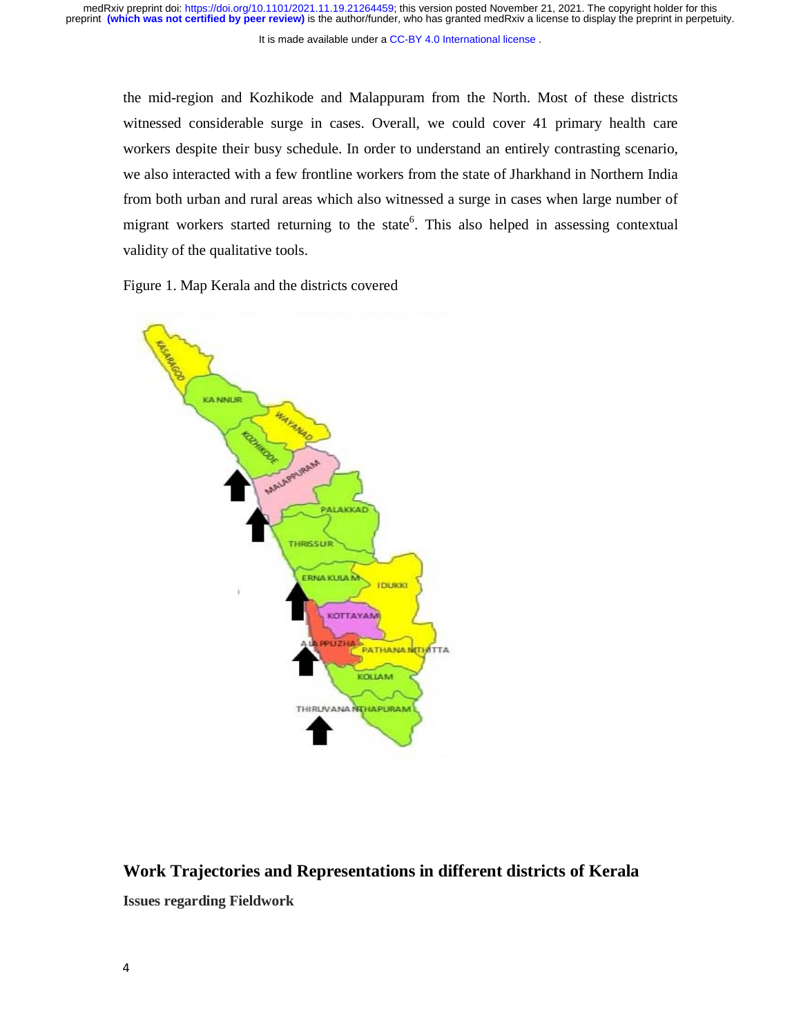the mid-region and Kozhikode and Malappuram from the North. Most of these districts witnessed considerable surge in cases. Overall, we could cover 41 primary health care workers despite their busy schedule. In order to understand an entirely contrasting scenario, we also interacted with a few frontline workers from the state of Jharkhand in Northern India from both urban and rural areas which also witnessed a surge in cases when large number of migrant workers started returning to the state[6]. This also helped in assessing contextual validity of the qualitative tools.

Figure 1. Map Kerala and the districts covered

## Work Trajectories and Representations in different districts of Kerala

### Issues regarding Fieldwork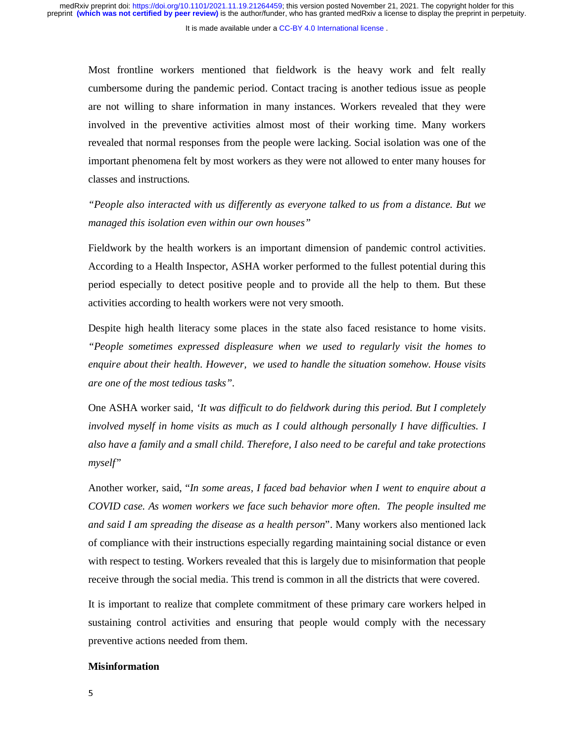Most frontline workers mentioned that fieldwork is the heavy work and felt really cumbersome during the pandemic period. Contact tracing is another tedious issue as people are not willing to share information in many instances. Workers revealed that they were involved in the preventive activities almost most of their working time. Many workers revealed that normal responses from the people were lacking. Social isolation was one of the important phenomena felt by most workers as they were not allowed to enter many houses for classes and instructions.

*"People also interacted with us differently as everyone talked to us from a distance. But we managed this isolation even within our own houses"*

Fieldwork by the health workers is an important dimension of pandemic control activities. According to a Health Inspector, ASHA worker performed to the fullest potential during this period especially to detect positive people and to provide all the help to them. But these activities according to health workers were not very smooth.

Despite high health literacy some places in the state also faced resistance to home visits. *"People sometimes expressed displeasure when we used to regularly visit the homes to enquire about their health. However, we used to handle the situation somehow. House visits are one of the most tedious tasks".*

One ASHA worker said, '*It was difficult to do fieldwork during this period. But I completely involved myself in home visits as much as I could although personally I have difficulties. I also have a family and a small child. Therefore, I also need to be careful and take protections myself*"

Another worker, said, "*In some areas, I faced bad behavior when I went to enquire about a COVID case. As women workers we face such behavior more often. The people insulted me and said I am spreading the disease as a health person*". Many workers also mentioned lack of compliance with their instructions especially regarding maintaining social distance or even with respect to testing. Workers revealed that this is largely due to misinformation that people receive through the social media. This trend is common in all the districts that were covered.

It is important to realize that complete commitment of these primary care workers helped in sustaining control activities and ensuring that people would comply with the necessary preventive actions needed from them.

**Misinformation**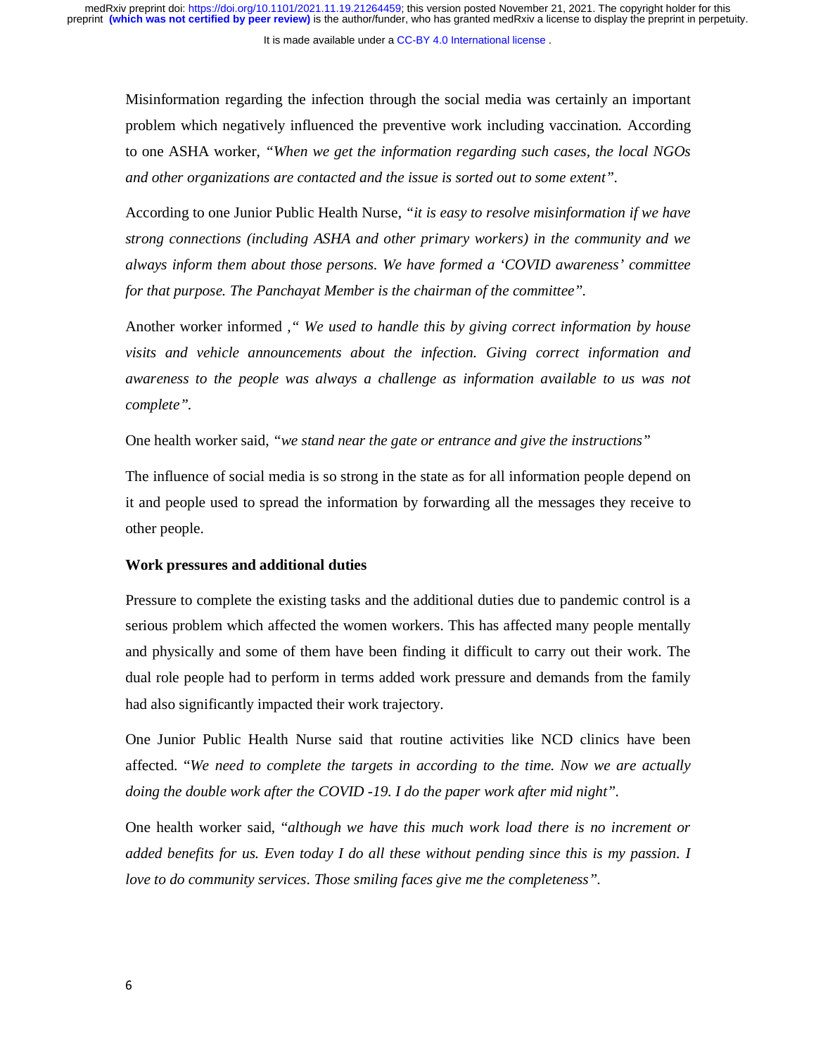Misinformation regarding the infection through the social media was certainly an important problem which negatively influenced the preventive work including vaccination. According to one ASHA worker, *"When we get the information regarding such cases, the local NGOs and other organizations are contacted and the issue is sorted out to some extent"*.

According to one Junior Public Health Nurse, *"it is easy to resolve misinformation if we have strong connections (including ASHA and other primary workers) in the community and we always inform them about those persons. We have formed a 'COVID awareness' committee for that purpose. The Panchayat Member is the chairman of the committee".*

Another worker informed ,*" We used to handle this by giving correct information by house visits and vehicle announcements about the infection. Giving correct information and awareness to the people was always a challenge as information available to us was not complete".*

One health worker said, *"we stand near the gate or entrance and give the instructions"*

The influence of social media is so strong in the state as for all information people depend on it and people used to spread the information by forwarding all the messages they receive to other people.

**Work pressures and additional duties**

Pressure to complete the existing tasks and the additional duties due to pandemic control is a serious problem which affected the women workers. This has affected many people mentally and physically and some of them have been finding it difficult to carry out their work. The dual role people had to perform in terms added work pressure and demands from the family had also significantly impacted their work trajectory.

One Junior Public Health Nurse said that routine activities like NCD clinics have been affected. "*We need to complete the targets in according to the time. Now we are actually doing the double work after the COVID -19. I do the paper work after mid night"*.

One health worker said, "*although we have this much work load there is no increment or added benefits for us. Even today I do all these without pending since this is my passion. I love to do community services. Those smiling faces give me the completeness"*.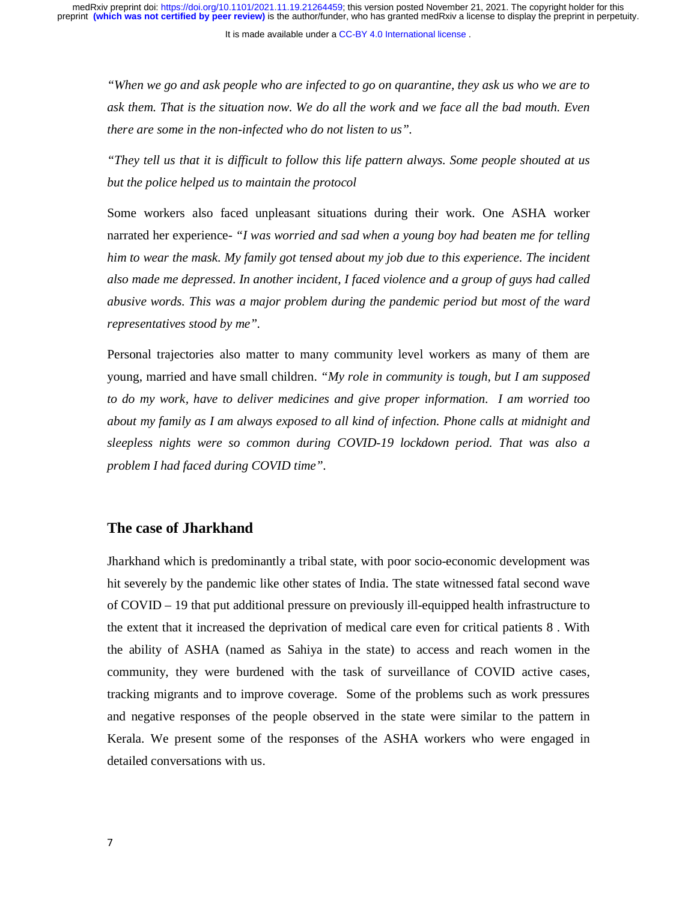*"When we go and ask people who are infected to go on quarantine, they ask us who we are to ask them. That is the situation now. We do all the work and we face all the bad mouth. Even there are some in the non-infected who do not listen to us".*

*"They tell us that it is difficult to follow this life pattern always. Some people shouted at us but the police helped us to maintain the protocol*

Some workers also faced unpleasant situations during their work. One ASHA worker narrated her experience- *"I was worried and sad when a young boy had beaten me for telling him to wear the mask. My family got tensed about my job due to this experience. The incident also made me depressed. In another incident, I faced violence and a group of guys had called abusive words. This was a major problem during the pandemic period but most of the ward representatives stood by me".*

Personal trajectories also matter to many community level workers as many of them are young, married and have small children. *"My role in community is tough, but I am supposed to do my work, have to deliver medicines and give proper information. I am worried too about my family as I am always exposed to all kind of infection. Phone calls at midnight and sleepless nights were so common during COVID-19 lockdown period. That was also a problem I had faced during COVID time".*

## The case of Jharkhand

Jharkhand which is predominantly a tribal state, with poor socio-economic development was hit severely by the pandemic like other states of India. The state witnessed fatal second wave of COVID – 19 that put additional pressure on previously ill-equipped health infrastructure to the extent that it increased the deprivation of medical care even for critical patients 8 . With the ability of ASHA (named as Sahiya in the state) to access and reach women in the community, they were burdened with the task of surveillance of COVID active cases, tracking migrants and to improve coverage. Some of the problems such as work pressures and negative responses of the people observed in the state were similar to the pattern in Kerala. We present some of the responses of the ASHA workers who were engaged in detailed conversations with us.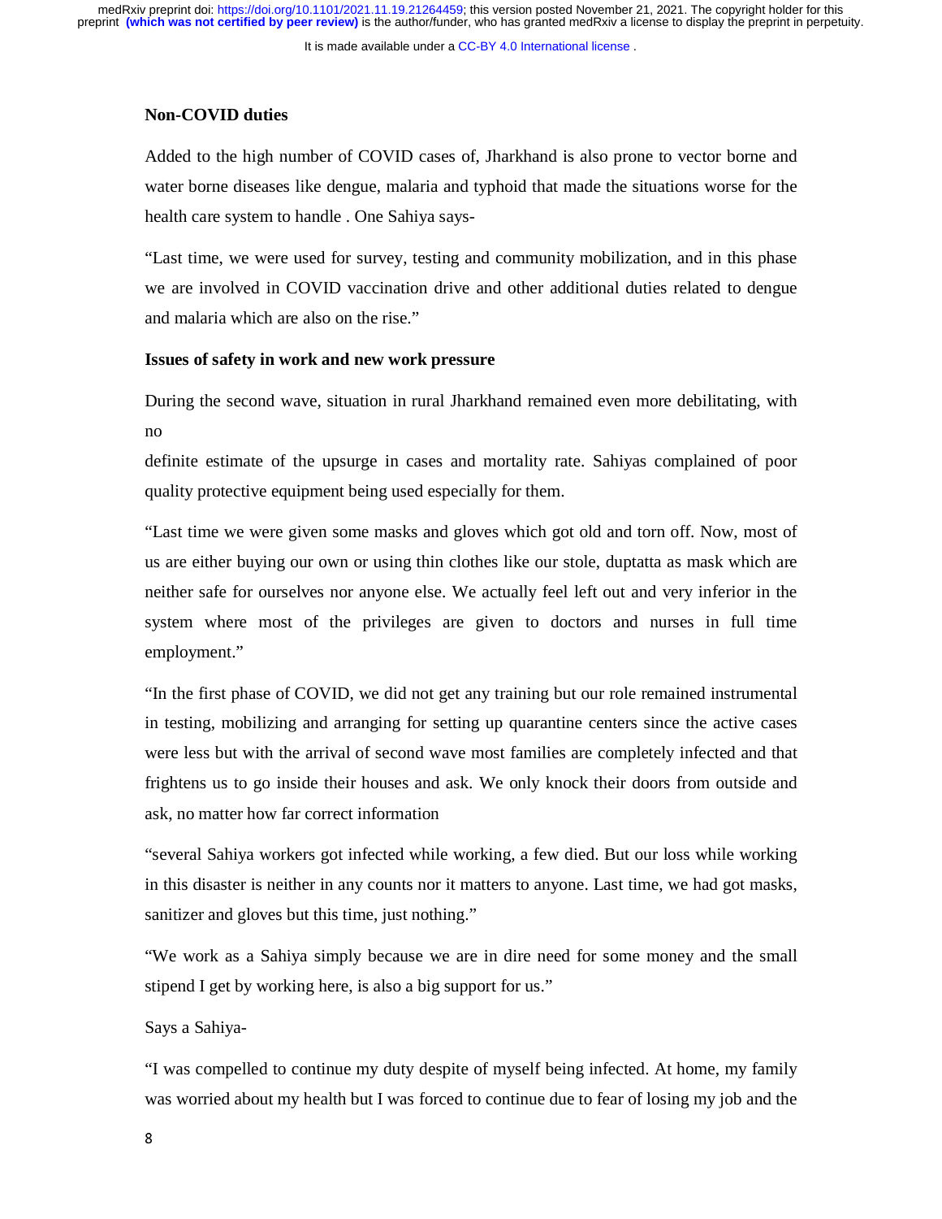**Non-COVID duties**

Added to the high number of COVID cases of, Jharkhand is also prone to vector borne and water borne diseases like dengue, malaria and typhoid that made the situations worse for the health care system to handle . One Sahiya says-

"Last time, we were used for survey, testing and community mobilization, and in this phase we are involved in COVID vaccination drive and other additional duties related to dengue and malaria which are also on the rise."

**Issues of safety in work and new work pressure**

During the second wave, situation in rural Jharkhand remained even more debilitating, with no definite estimate of the upsurge in cases and mortality rate. Sahiyas complained of poor quality protective equipment being used especially for them.

"Last time we were given some masks and gloves which got old and torn off. Now, most of us are either buying our own or using thin clothes like our stole, duptatta as mask which are neither safe for ourselves nor anyone else. We actually feel left out and very inferior in the system where most of the privileges are given to doctors and nurses in full time employment."

"In the first phase of COVID, we did not get any training but our role remained instrumental in testing, mobilizing and arranging for setting up quarantine centers since the active cases were less but with the arrival of second wave most families are completely infected and that frightens us to go inside their houses and ask. We only knock their doors from outside and ask, no matter how far correct information

"several Sahiya workers got infected while working, a few died. But our loss while working in this disaster is neither in any counts nor it matters to anyone. Last time, we had got masks, sanitizer and gloves but this time, just nothing."

"We work as a Sahiya simply because we are in dire need for some money and the small stipend I get by working here, is also a big support for us."

Says a Sahiya-

"I was compelled to continue my duty despite of myself being infected. At home, my family was worried about my health but I was forced to continue due to fear of losing my job and the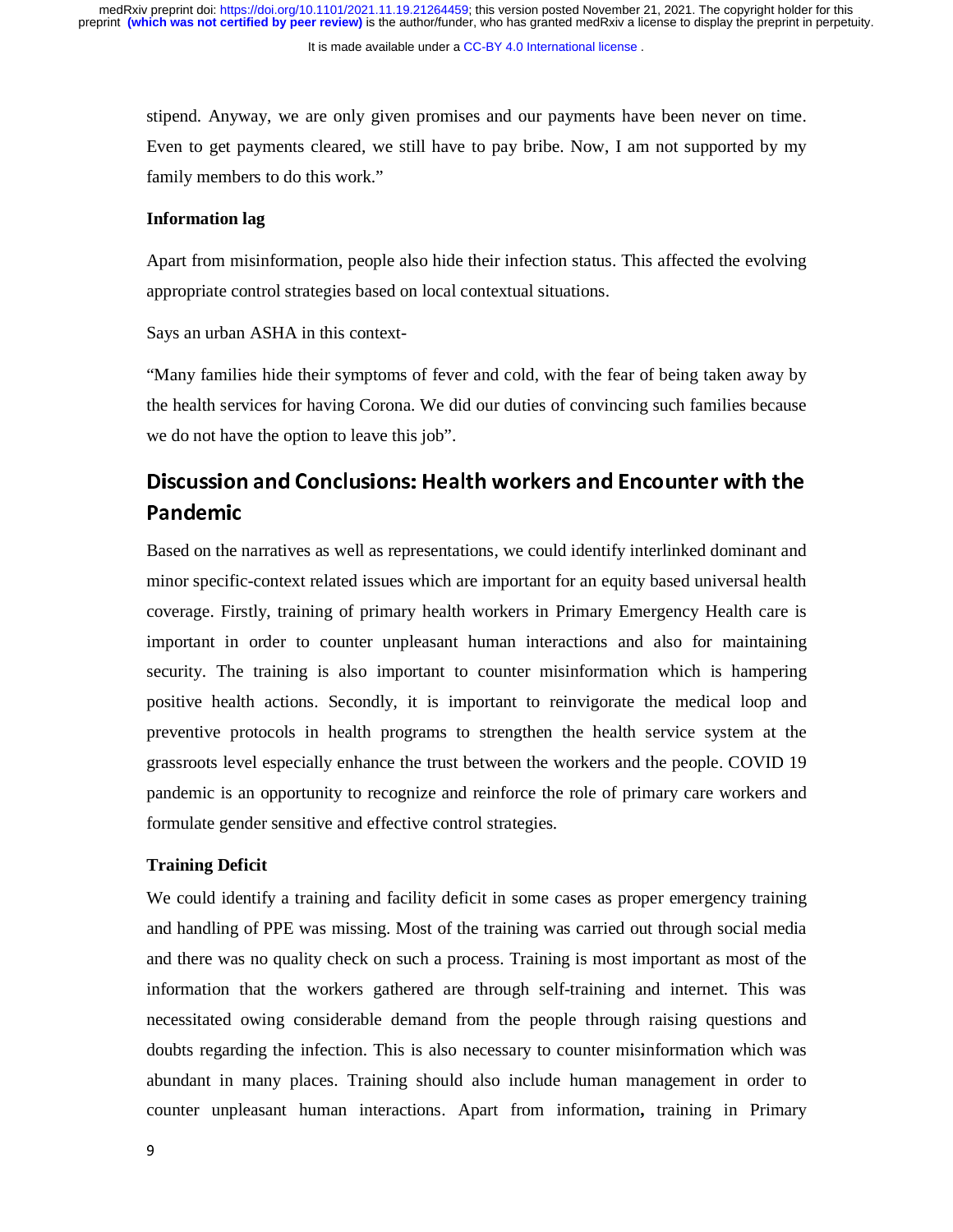stipend. Anyway, we are only given promises and our payments have been never on time. Even to get payments cleared, we still have to pay bribe. Now, I am not supported by my family members to do this work."

**Information lag**

Apart from misinformation, people also hide their infection status. This affected the evolving appropriate control strategies based on local contextual situations.

Says an urban ASHA in this context-

"Many families hide their symptoms of fever and cold, with the fear of being taken away by the health services for having Corona. We did our duties of convincing such families because we do not have the option to leave this job".

## Discussion and Conclusions: Health workers and Encounter with the Pandemic

Based on the narratives as well as representations, we could identify interlinked dominant and minor specific-context related issues which are important for an equity based universal health coverage. Firstly, training of primary health workers in Primary Emergency Health care is important in order to counter unpleasant human interactions and also for maintaining security. The training is also important to counter misinformation which is hampering positive health actions. Secondly, it is important to reinvigorate the medical loop and preventive protocols in health programs to strengthen the health service system at the grassroots level especially enhance the trust between the workers and the people. COVID 19 pandemic is an opportunity to recognize and reinforce the role of primary care workers and formulate gender sensitive and effective control strategies.

**Training Deficit**

We could identify a training and facility deficit in some cases as proper emergency training and handling of PPE was missing. Most of the training was carried out through social media and there was no quality check on such a process. Training is most important as most of the information that the workers gathered are through self-training and internet. This was necessitated owing considerable demand from the people through raising questions and doubts regarding the infection. This is also necessary to counter misinformation which was abundant in many places. Training should also include human management in order to counter unpleasant human interactions. Apart from information**,** training in Primary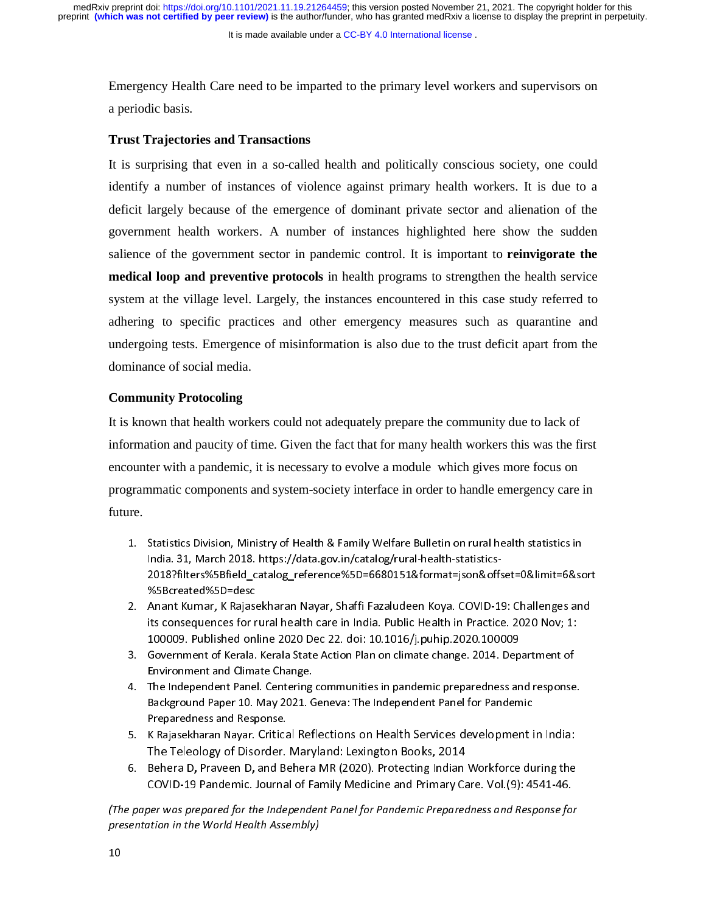Emergency Health Care need to be imparted to the primary level workers and supervisors on a periodic basis.

**Trust Trajectories and Transactions**

It is surprising that even in a so-called health and politically conscious society, one could identify a number of instances of violence against primary health workers. It is due to a deficit largely because of the emergence of dominant private sector and alienation of the government health workers. A number of instances highlighted here show the sudden salience of the government sector in pandemic control. It is important to **reinvigorate the medical loop and preventive protocols** in health programs to strengthen the health service system at the village level. Largely, the instances encountered in this case study referred to adhering to specific practices and other emergency measures such as quarantine and undergoing tests. Emergence of misinformation is also due to the trust deficit apart from the dominance of social media.

**Community Protocoling**

It is known that health workers could not adequately prepare the community due to lack of information and paucity of time. Given the fact that for many health workers this was the first encounter with a pandemic, it is necessary to evolve a module which gives more focus on programmatic components and system-society interface in order to handle emergency care in future.

1. Statistics Division, Ministry of Health & Family Welfare Bulletin on rural health statistics in India. 31, March 2018. https://data.gov.in/catalog/rural-health-statistics-2018?filters%5Bfield_catalog_reference%5D=6680151&format=json&offset=0&limit=6&sort%5Bcreated%5D=desc
2. Anant Kumar, K Rajasekharan Nayar, Shaffi Fazaludeen Koya. COVID-19: Challenges and its consequences for rural health care in India. Public Health in Practice. 2020 Nov; 1: 100009. Published online 2020 Dec 22. doi: 10.1016/j.puhip.2020.100009
3. Government of Kerala. Kerala State Action Plan on climate change. 2014. Department of Environment and Climate Change.
4. The Independent Panel. Centering communities in pandemic preparedness and response. Background Paper 10. May 2021. Geneva: The Independent Panel for Pandemic Preparedness and Response.
5. K Rajasekharan Nayar. Critical Reflections on Health Services development in India: The Teleology of Disorder. Maryland: Lexington Books, 2014
6. Behera D, Praveen D, and Behera MR (2020). Protecting Indian Workforce during the COVID-19 Pandemic. Journal of Family Medicine and Primary Care. Vol.(9): 4541-46.

*(The paper was prepared for the Independent Panel for Pandemic Preparedness and Response for presentation in the World Health Assembly)*